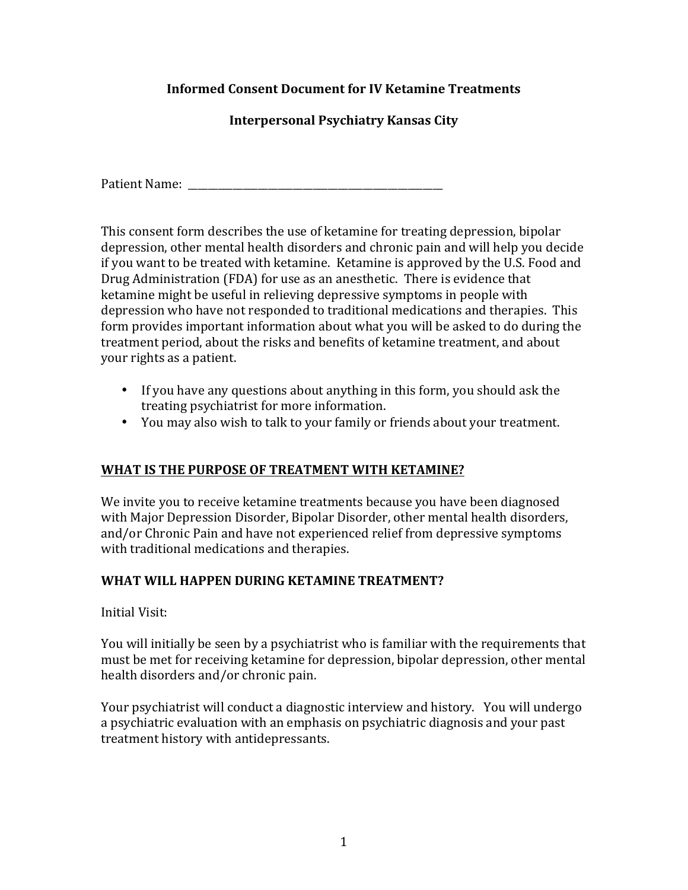# Informed Consent Document for IV Ketamine Treatments

## Interpersonal Psychiatry Kansas City

Patient Name: ___________________________________________

This consent form describes the use of ketamine for treating depression, bipolar depression, other mental health disorders and chronic pain and will help you decide if you want to be treated with ketamine. Ketamine is approved by the U.S. Food and Drug Administration (FDA) for use as an anesthetic. There is evidence that ketamine might be useful in relieving depressive symptoms in people with depression who have not responded to traditional medications and therapies. This form provides important information about what you will be asked to do during the treatment period, about the risks and benefits of ketamine treatment, and about your rights as a patient.

- If you have any questions about anything in this form, you should ask the treating psychiatrist for more information.
- You may also wish to talk to your family or friends about your treatment.

## WHAT IS THE PURPOSE OF TREATMENT WITH KETAMINE?

We invite you to receive ketamine treatments because you have been diagnosed with Major Depression Disorder, Bipolar Disorder, other mental health disorders, and/or Chronic Pain and have not experienced relief from depressive symptoms with traditional medications and therapies.

## WHAT WILL HAPPEN DURING KETAMINE TREATMENT?

Initial Visit:

You will initially be seen by a psychiatrist who is familiar with the requirements that must be met for receiving ketamine for depression, bipolar depression, other mental health disorders and/or chronic pain.

Your psychiatrist will conduct a diagnostic interview and history. You will undergo a psychiatric evaluation with an emphasis on psychiatric diagnosis and your past treatment history with antidepressants.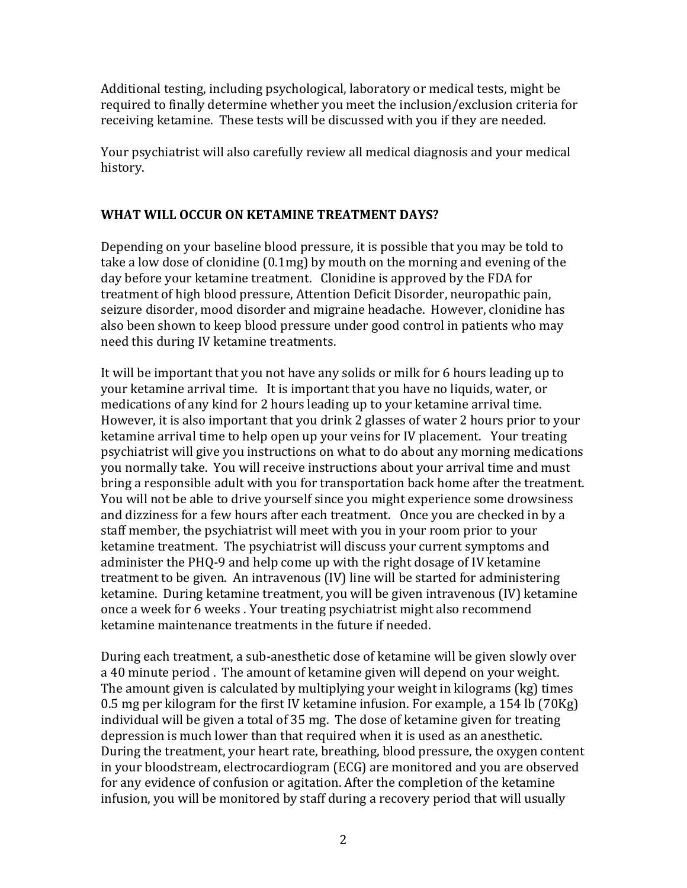Additional testing, including psychological, laboratory or medical tests, might be required to finally determine whether you meet the inclusion/exclusion criteria for receiving ketamine. These tests will be discussed with you if they are needed.

Your psychiatrist will also carefully review all medical diagnosis and your medical history.

**WHAT WILL OCCUR ON KETAMINE TREATMENT DAYS?**

Depending on your baseline blood pressure, it is possible that you may be told to take a low dose of clonidine (0.1mg) by mouth on the morning and evening of the day before your ketamine treatment. Clonidine is approved by the FDA for treatment of high blood pressure, Attention Deficit Disorder, neuropathic pain, seizure disorder, mood disorder and migraine headache. However, clonidine has also been shown to keep blood pressure under good control in patients who may need this during IV ketamine treatments.

It will be important that you not have any solids or milk for 6 hours leading up to your ketamine arrival time. It is important that you have no liquids, water, or medications of any kind for 2 hours leading up to your ketamine arrival time. However, it is also important that you drink 2 glasses of water 2 hours prior to your ketamine arrival time to help open up your veins for IV placement. Your treating psychiatrist will give you instructions on what to do about any morning medications you normally take. You will receive instructions about your arrival time and must bring a responsible adult with you for transportation back home after the treatment. You will not be able to drive yourself since you might experience some drowsiness and dizziness for a few hours after each treatment. Once you are checked in by a staff member, the psychiatrist will meet with you in your room prior to your ketamine treatment. The psychiatrist will discuss your current symptoms and administer the PHQ-9 and help come up with the right dosage of IV ketamine treatment to be given. An intravenous (IV) line will be started for administering ketamine. During ketamine treatment, you will be given intravenous (IV) ketamine once a week for 6 weeks . Your treating psychiatrist might also recommend ketamine maintenance treatments in the future if needed.

During each treatment, a sub-anesthetic dose of ketamine will be given slowly over a 40 minute period . The amount of ketamine given will depend on your weight. The amount given is calculated by multiplying your weight in kilograms (kg) times 0.5 mg per kilogram for the first IV ketamine infusion. For example, a 154 lb (70Kg) individual will be given a total of 35 mg. The dose of ketamine given for treating depression is much lower than that required when it is used as an anesthetic. During the treatment, your heart rate, breathing, blood pressure, the oxygen content in your bloodstream, electrocardiogram (ECG) are monitored and you are observed for any evidence of confusion or agitation. After the completion of the ketamine infusion, you will be monitored by staff during a recovery period that will usually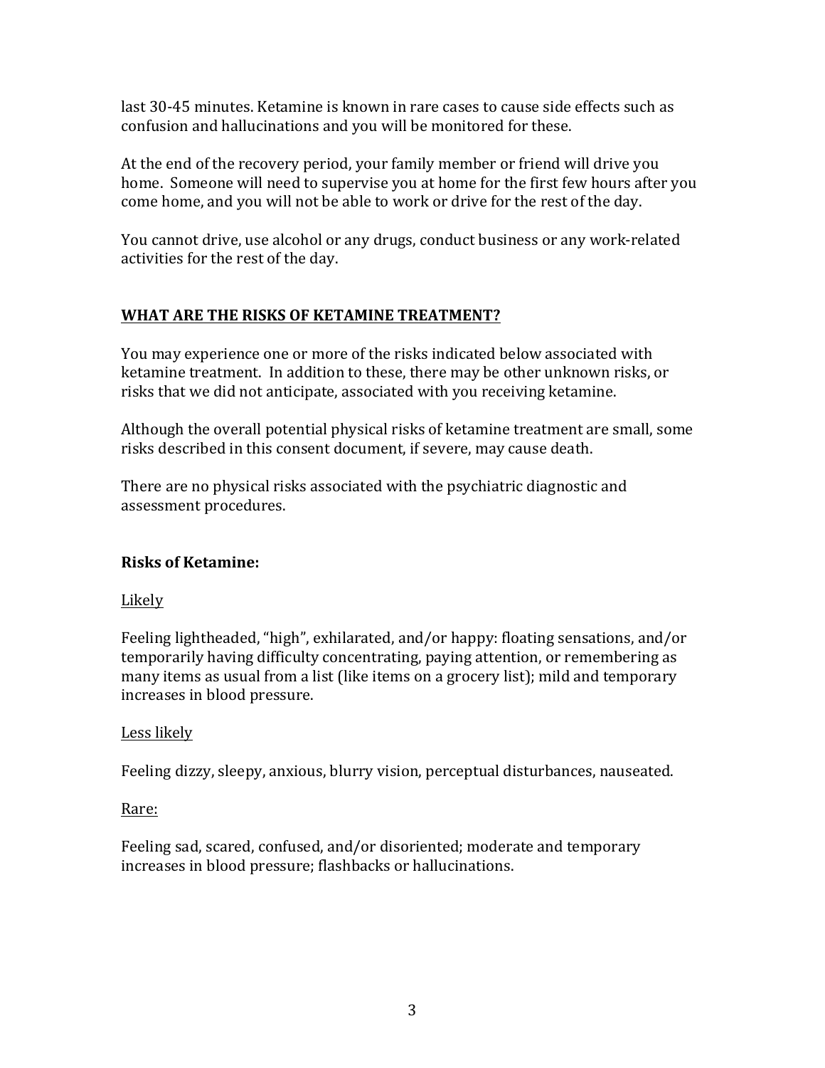last 30-45 minutes. Ketamine is known in rare cases to cause side effects such as confusion and hallucinations and you will be monitored for these.

At the end of the recovery period, your family member or friend will drive you home. Someone will need to supervise you at home for the first few hours after you come home, and you will not be able to work or drive for the rest of the day.

You cannot drive, use alcohol or any drugs, conduct business or any work-related activities for the rest of the day.

## WHAT ARE THE RISKS OF KETAMINE TREATMENT?

You may experience one or more of the risks indicated below associated with ketamine treatment. In addition to these, there may be other unknown risks, or risks that we did not anticipate, associated with you receiving ketamine.

Although the overall potential physical risks of ketamine treatment are small, some risks described in this consent document, if severe, may cause death.

There are no physical risks associated with the psychiatric diagnostic and assessment procedures.

### Risks of Ketamine:

Likely

Feeling lightheaded, “high”, exhilarated, and/or happy: floating sensations, and/or temporarily having difficulty concentrating, paying attention, or remembering as many items as usual from a list (like items on a grocery list); mild and temporary increases in blood pressure.

Less likely

Feeling dizzy, sleepy, anxious, blurry vision, perceptual disturbances, nauseated.

Rare:

Feeling sad, scared, confused, and/or disoriented; moderate and temporary increases in blood pressure; flashbacks or hallucinations.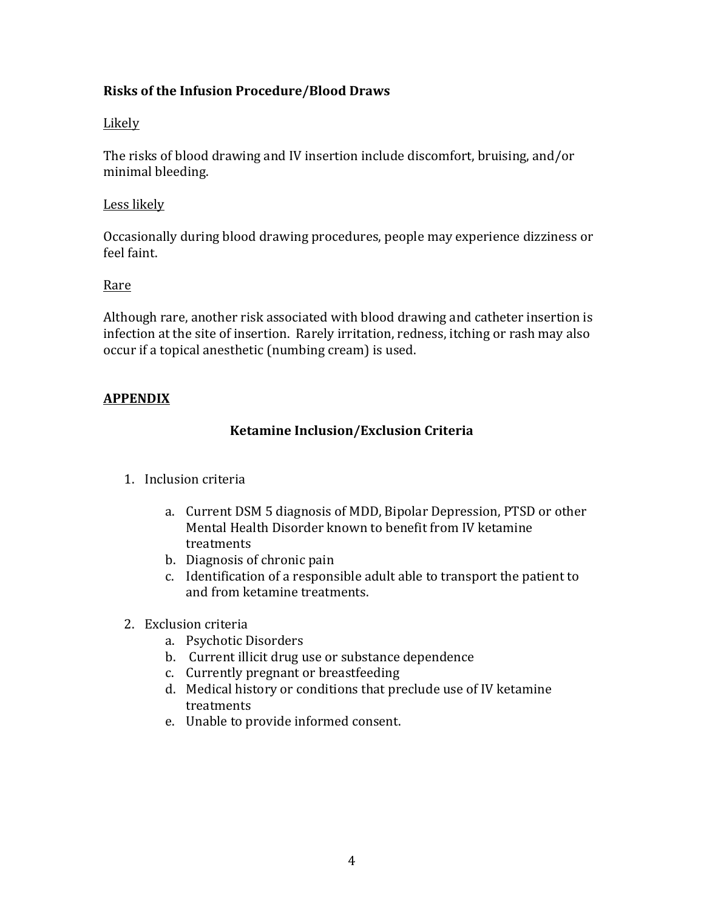**Risks of the Infusion Procedure/Blood Draws**

Likely

The risks of blood drawing and IV insertion include discomfort, bruising, and/or minimal bleeding.

Less likely

Occasionally during blood drawing procedures, people may experience dizziness or feel faint.

Rare

Although rare, another risk associated with blood drawing and catheter insertion is infection at the site of insertion. Rarely irritation, redness, itching or rash may also occur if a topical anesthetic (numbing cream) is used.

**APPENDIX**

**Ketamine Inclusion/Exclusion Criteria**

1. Inclusion criteria
    a. Current DSM 5 diagnosis of MDD, Bipolar Depression, PTSD or other Mental Health Disorder known to benefit from IV ketamine treatments
    b. Diagnosis of chronic pain
    c. Identification of a responsible adult able to transport the patient to and from ketamine treatments.

2. Exclusion criteria
    a. Psychotic Disorders
    b. Current illicit drug use or substance dependence
    c. Currently pregnant or breastfeeding
    d. Medical history or conditions that preclude use of IV ketamine treatments
    e. Unable to provide informed consent.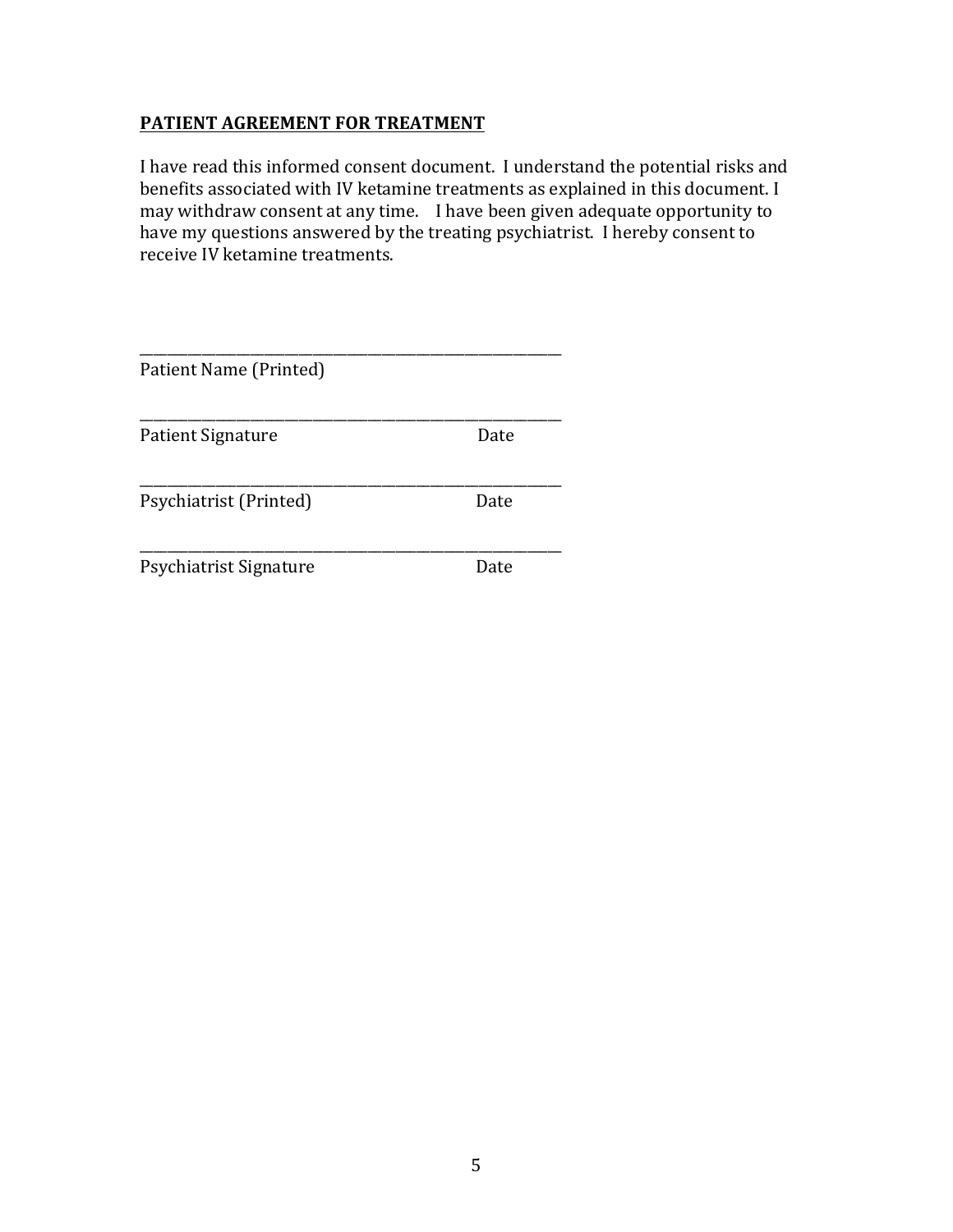**PATIENT AGREEMENT FOR TREATMENT**

I have read this informed consent document. I understand the potential risks and benefits associated with IV ketamine treatments as explained in this document. I may withdraw consent at any time. I have been given adequate opportunity to have my questions answered by the treating psychiatrist. I hereby consent to receive IV ketamine treatments.

\_\_\_\_\_\_\_\_\_\_\_\_\_\_\_\_\_\_\_\_\_\_\_\_\_\_\_\_\_\_\_\_\_\_\_\_\_\_\_\_\_\_\_\_\_\_\_\_\_\_\_\_\_\_\_\_
Patient Name (Printed)

\_\_\_\_\_\_\_\_\_\_\_\_\_\_\_\_\_\_\_\_\_\_\_\_\_\_\_\_\_\_\_\_\_\_\_\_\_\_\_\_\_\_\_\_\_\_\_\_\_\_\_\_\_\_\_\_
Patient Signature                                          Date

\_\_\_\_\_\_\_\_\_\_\_\_\_\_\_\_\_\_\_\_\_\_\_\_\_\_\_\_\_\_\_\_\_\_\_\_\_\_\_\_\_\_\_\_\_\_\_\_\_\_\_\_\_\_\_\_
Psychiatrist (Printed)                                     Date

\_\_\_\_\_\_\_\_\_\_\_\_\_\_\_\_\_\_\_\_\_\_\_\_\_\_\_\_\_\_\_\_\_\_\_\_\_\_\_\_\_\_\_\_\_\_\_\_\_\_\_\_\_\_\_\_
Psychiatrist Signature                                     Date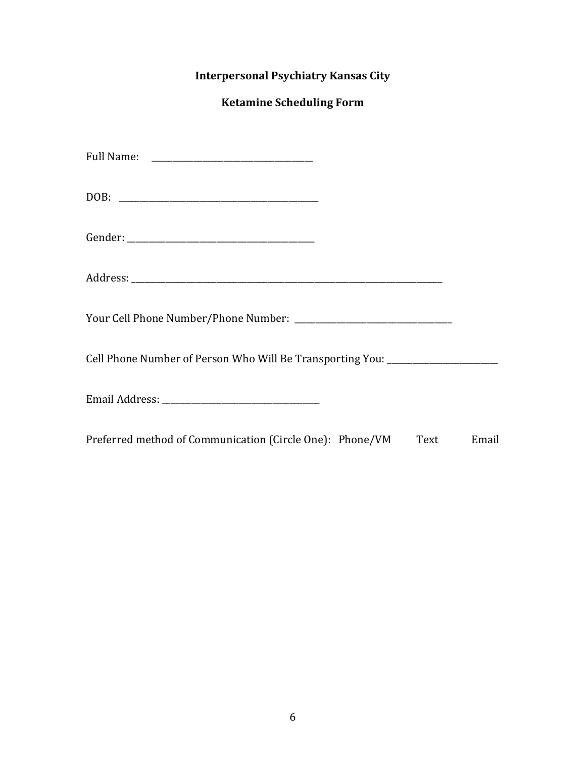## Interpersonal Psychiatry Kansas City

## Ketamine Scheduling Form

Full Name: ______________________________________

DOB: _______________________________________________

Gender: ____________________________________________

Address: ___________________________________________________________________________

Your Cell Phone Number/Phone Number: _____________________________________

Cell Phone Number of Person Who Will Be Transporting You: __________________________

Email Address: _____________________________________

Preferred method of Communication (Circle One): Phone/VM Text Email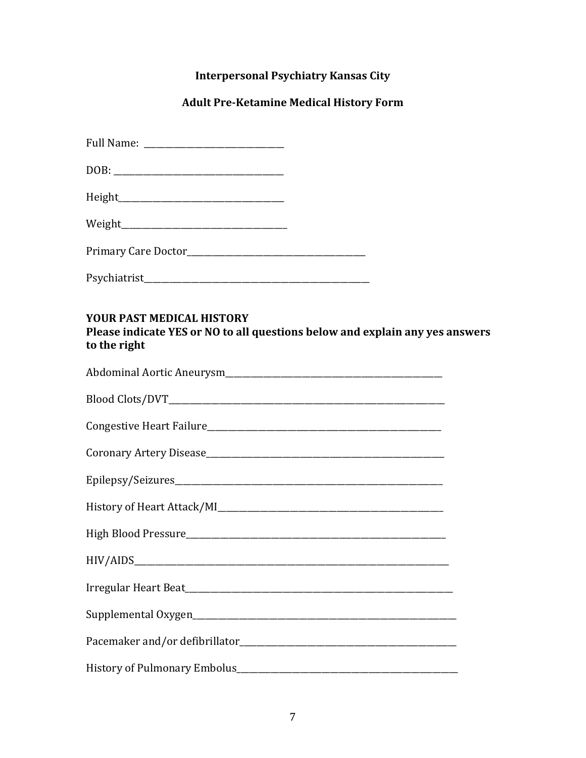**Interpersonal Psychiatry Kansas City**

**Adult Pre-Ketamine Medical History Form**

Full Name: ______________________________

DOB: ____________________________________

Height___________________________________

Weight___________________________________

Primary Care Doctor_______________________________________

Psychiatrist___________________________________________________

**YOUR PAST MEDICAL HISTORY**
**Please indicate YES or NO to all questions below and explain any yes answers to the right**

Abdominal Aortic Aneurysm_____________________________________________________

Blood Clots/DVT_____________________________________________________________

Congestive Heart Failure________________________________________________________

Coronary Artery Disease________________________________________________________

Epilepsy/Seizures____________________________________________________________

History of Heart Attack/MI______________________________________________________

High Blood Pressure___________________________________________________________

HIV/AIDS____________________________________________________________________

Irregular Heart Beat____________________________________________________________

Supplemental Oxygen___________________________________________________________

Pacemaker and/or defibrillator___________________________________________________

History of Pulmonary Embolus___________________________________________________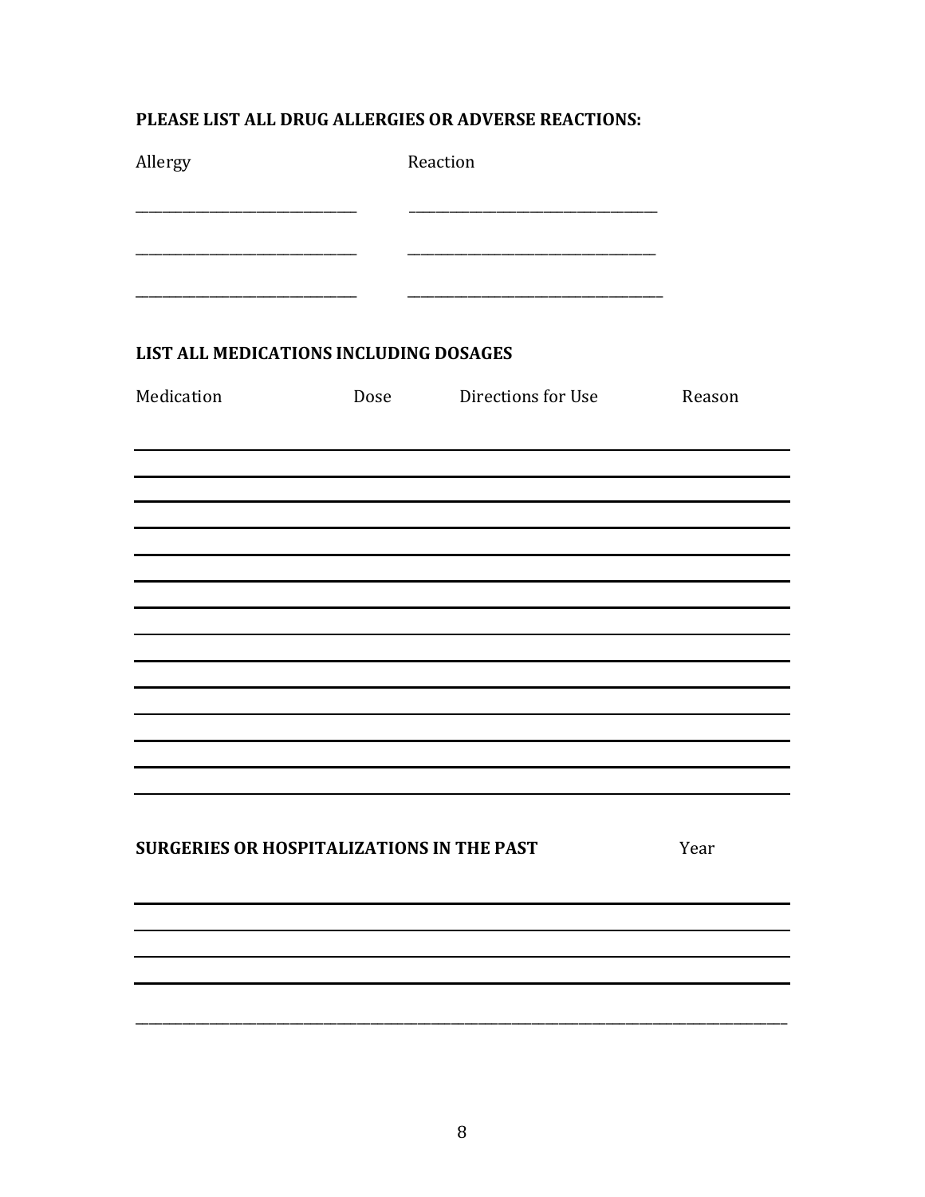**PLEASE LIST ALL DRUG ALLERGIES OR ADVERSE REACTIONS:**

| Allergy | Reaction |
|---|---|
| ______________________________ | __________________________________ |
| ______________________________ | __________________________________ |
| ______________________________ | __________________________________ |

**LIST ALL MEDICATIONS INCLUDING DOSAGES**

| Medication | Dose | Directions for Use | Reason |
|---|---|---|---|
| | | | |
| | | | |
| | | | |
| | | | |
| | | | |
| | | | |
| | | | |
| | | | |
| | | | |
| | | | |
| | | | |
| | | | |
| | | | |

| SURGERIES OR HOSPITALIZATIONS IN THE PAST | Year |
|---|---|
| | |
| | |
| | |
| | |
| | |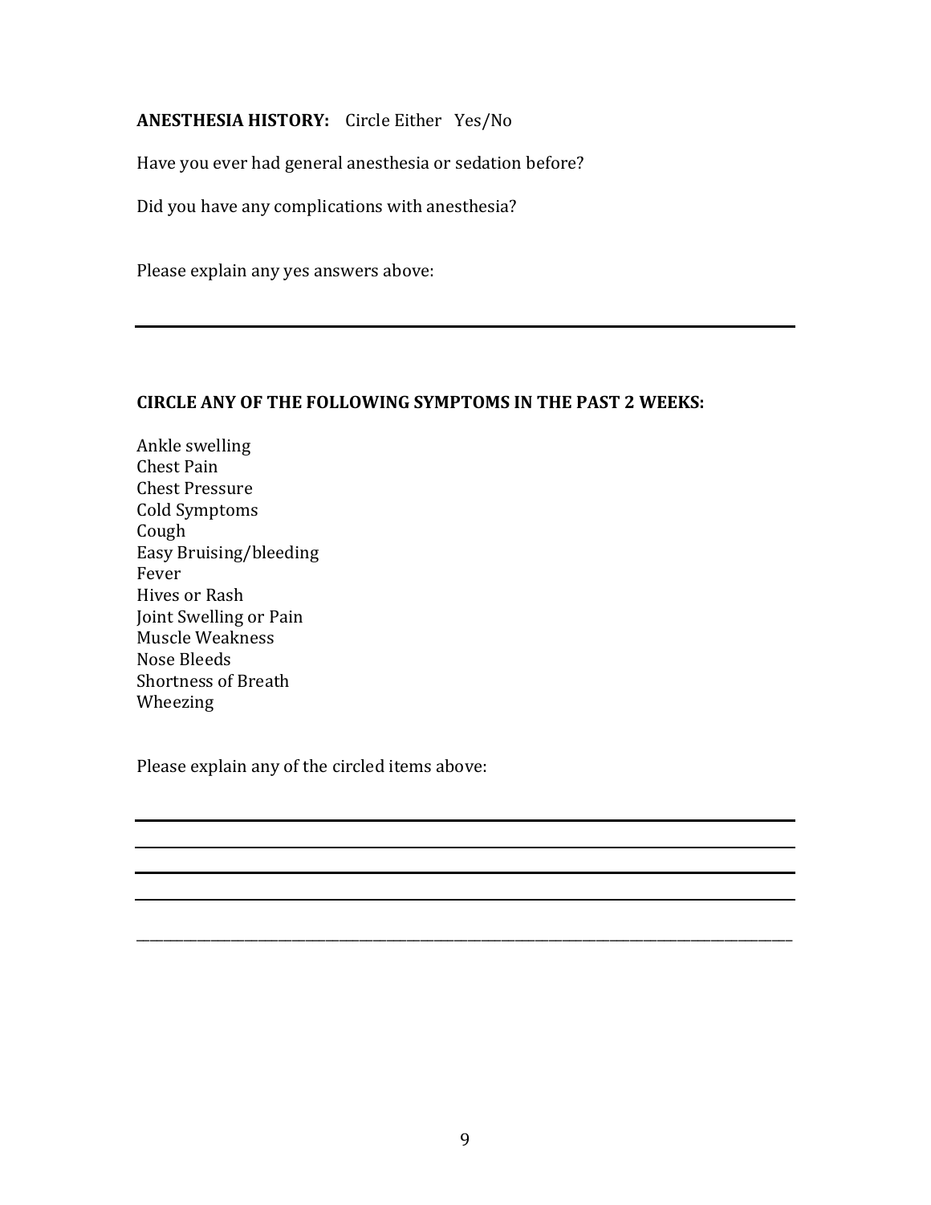**ANESTHESIA HISTORY:** Circle Either Yes/No

Have you ever had general anesthesia or sedation before?

Did you have any complications with anesthesia?

Please explain any yes answers above:

---

**CIRCLE ANY OF THE FOLLOWING SYMPTOMS IN THE PAST 2 WEEKS:**

Ankle swelling
Chest Pain
Chest Pressure
Cold Symptoms
Cough
Easy Bruising/bleeding
Fever
Hives or Rash
Joint Swelling or Pain
Muscle Weakness
Nose Bleeds
Shortness of Breath
Wheezing

Please explain any of the circled items above:

---

---

---

---

______________________________________________________________________________________________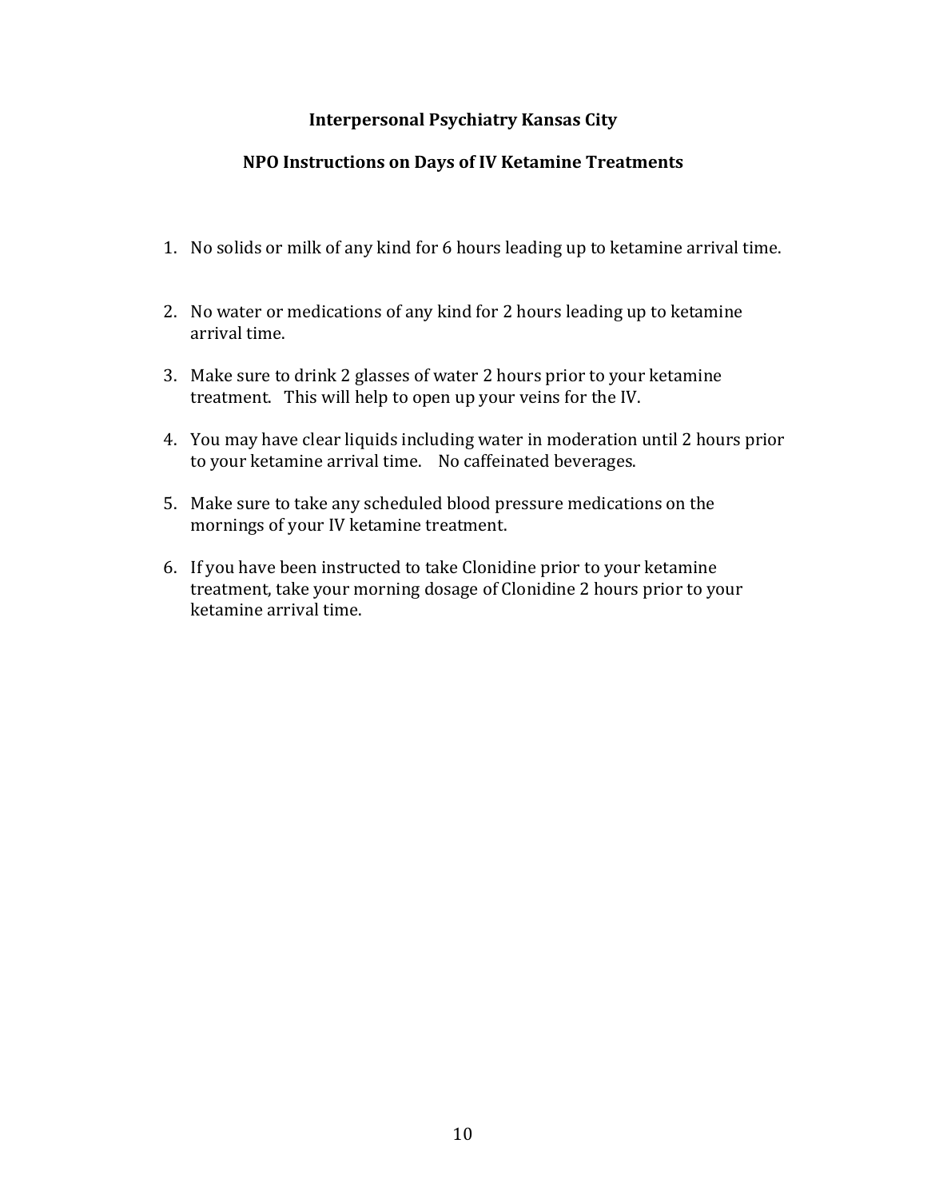**Interpersonal Psychiatry Kansas City**

**NPO Instructions on Days of IV Ketamine Treatments**

1. No solids or milk of any kind for 6 hours leading up to ketamine arrival time.

2. No water or medications of any kind for 2 hours leading up to ketamine arrival time.

3. Make sure to drink 2 glasses of water 2 hours prior to your ketamine treatment. This will help to open up your veins for the IV.

4. You may have clear liquids including water in moderation until 2 hours prior to your ketamine arrival time. No caffeinated beverages.

5. Make sure to take any scheduled blood pressure medications on the mornings of your IV ketamine treatment.

6. If you have been instructed to take Clonidine prior to your ketamine treatment, take your morning dosage of Clonidine 2 hours prior to your ketamine arrival time.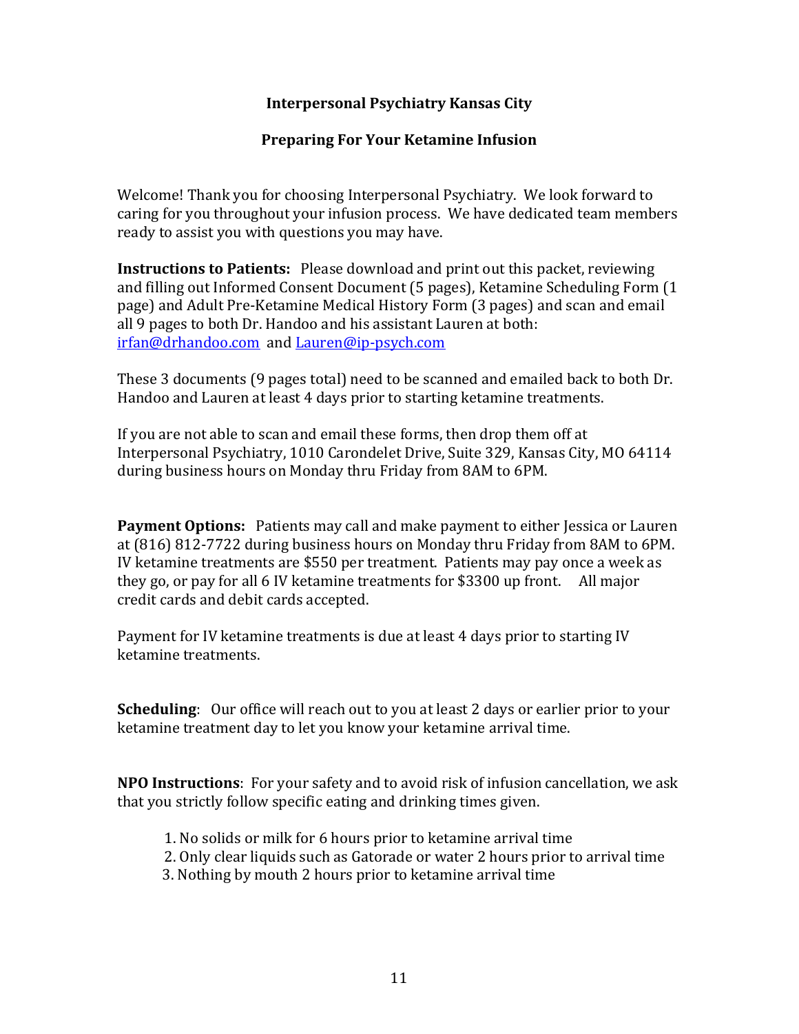**Interpersonal Psychiatry Kansas City**

**Preparing For Your Ketamine Infusion**

Welcome! Thank you for choosing Interpersonal Psychiatry. We look forward to caring for you throughout your infusion process. We have dedicated team members ready to assist you with questions you may have.

**Instructions to Patients:** Please download and print out this packet, reviewing and filling out Informed Consent Document (5 pages), Ketamine Scheduling Form (1 page) and Adult Pre-Ketamine Medical History Form (3 pages) and scan and email all 9 pages to both Dr. Handoo and his assistant Lauren at both: [irfan@drhandoo.com](mailto:irfan@drhandoo.com) and [Lauren@ip-psych.com](mailto:Lauren@ip-psych.com)

These 3 documents (9 pages total) need to be scanned and emailed back to both Dr. Handoo and Lauren at least 4 days prior to starting ketamine treatments.

If you are not able to scan and email these forms, then drop them off at Interpersonal Psychiatry, 1010 Carondelet Drive, Suite 329, Kansas City, MO 64114 during business hours on Monday thru Friday from 8AM to 6PM.

**Payment Options:** Patients may call and make payment to either Jessica or Lauren at (816) 812-7722 during business hours on Monday thru Friday from 8AM to 6PM. IV ketamine treatments are $550 per treatment. Patients may pay once a week as they go, or pay for all 6 IV ketamine treatments for $3300 up front. All major credit cards and debit cards accepted.

Payment for IV ketamine treatments is due at least 4 days prior to starting IV ketamine treatments.

**Scheduling**: Our office will reach out to you at least 2 days or earlier prior to your ketamine treatment day to let you know your ketamine arrival time.

**NPO Instructions**: For your safety and to avoid risk of infusion cancellation, we ask that you strictly follow specific eating and drinking times given.

1. No solids or milk for 6 hours prior to ketamine arrival time
2. Only clear liquids such as Gatorade or water 2 hours prior to arrival time
3. Nothing by mouth 2 hours prior to ketamine arrival time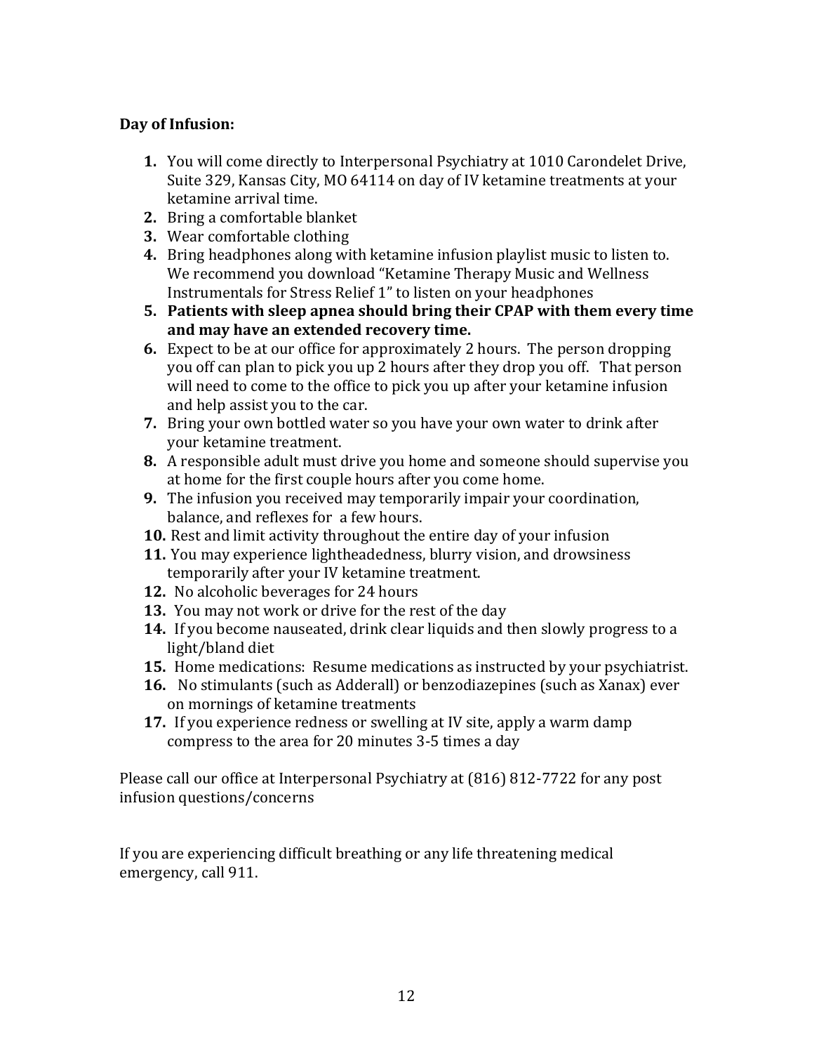**Day of Infusion:**

1. You will come directly to Interpersonal Psychiatry at 1010 Carondelet Drive, Suite 329, Kansas City, MO 64114 on day of IV ketamine treatments at your ketamine arrival time.
2. Bring a comfortable blanket
3. Wear comfortable clothing
4. Bring headphones along with ketamine infusion playlist music to listen to. We recommend you download "Ketamine Therapy Music and Wellness Instrumentals for Stress Relief 1" to listen on your headphones
5. **Patients with sleep apnea should bring their CPAP with them every time and may have an extended recovery time.**
6. Expect to be at our office for approximately 2 hours. The person dropping you off can plan to pick you up 2 hours after they drop you off. That person will need to come to the office to pick you up after your ketamine infusion and help assist you to the car.
7. Bring your own bottled water so you have your own water to drink after your ketamine treatment.
8. A responsible adult must drive you home and someone should supervise you at home for the first couple hours after you come home.
9. The infusion you received may temporarily impair your coordination, balance, and reflexes for a few hours.
10. Rest and limit activity throughout the entire day of your infusion
11. You may experience lightheadedness, blurry vision, and drowsiness temporarily after your IV ketamine treatment.
12. No alcoholic beverages for 24 hours
13. You may not work or drive for the rest of the day
14. If you become nauseated, drink clear liquids and then slowly progress to a light/bland diet
15. Home medications: Resume medications as instructed by your psychiatrist.
16. No stimulants (such as Adderall) or benzodiazepines (such as Xanax) ever on mornings of ketamine treatments
17. If you experience redness or swelling at IV site, apply a warm damp compress to the area for 20 minutes 3-5 times a day

Please call our office at Interpersonal Psychiatry at (816) 812-7722 for any post infusion questions/concerns

If you are experiencing difficult breathing or any life threatening medical emergency, call 911.